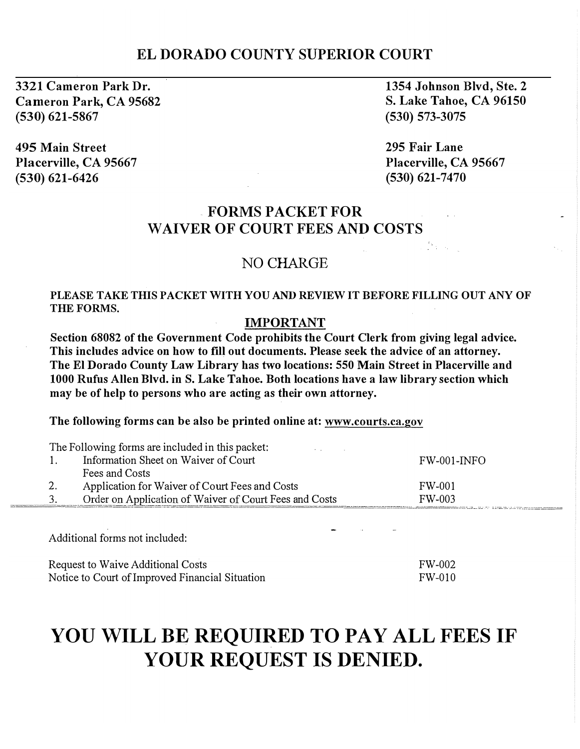# EL DORADO COUNTY SUPERIOR COURT

**3321 Cameron Park Dr.**
**Cameron Park, CA 95682**
**(530) 621-5867**

**1354 Johnson Blvd, Ste. 2**
**S. Lake Tahoe, CA 96150**
**(530) 573-3075**

**495 Main Street**
**Placerville, CA 95667**
**(530) 621-6426**

**295 Fair Lane**
**Placerville, CA 95667**
**(530) 621-7470**

## FORMS PACKET FOR WAIVER OF COURT FEES AND COSTS

NO CHARGE

**PLEASE TAKE THIS PACKET WITH YOU AND REVIEW IT BEFORE FILLING OUT ANY OF THE FORMS.**

**IMPORTANT**

**Section 68082 of the Government Code prohibits the Court Clerk from giving legal advice. This includes advice on how to fill out documents. Please seek the advice of an attorney. The El Dorado County Law Library has two locations: 550 Main Street in Placerville and 1000 Rufus Allen Blvd. in S. Lake Tahoe. Both locations have a law library section which may be of help to persons who are acting as their own attorney.**

**The following forms can be also be printed online at: www.courts.ca.gov**

The Following forms are included in this packet:

| | | |
|---|---|---|
| 1. | Information Sheet on Waiver of Court Fees and Costs | FW-001-INFO |
| 2. | Application for Waiver of Court Fees and Costs | FW-001 |
| 3. | Order on Application of Waiver of Court Fees and Costs | FW-003 |

Additional forms not included:

| | |
|---|---|
| Request to Waive Additional Costs | FW-002 |
| Notice to Court of Improved Financial Situation | FW-010 |

# YOU WILL BE REQUIRED TO PAY ALL FEES IF YOUR REQUEST IS DENIED.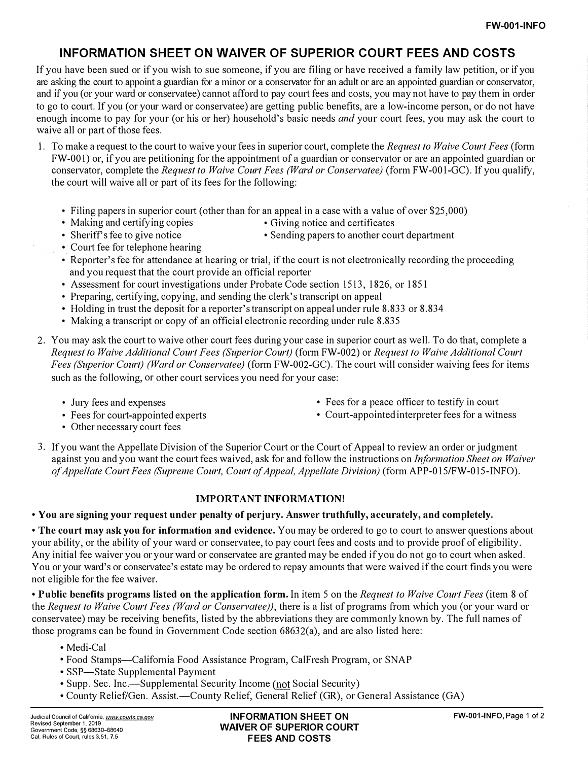FW-001-INFO

# INFORMATION SHEET ON WAIVER OF SUPERIOR COURT FEES AND COSTS

If you have been sued or if you wish to sue someone, if you are filing or have received a family law petition, or if you are asking the court to appoint a guardian for a minor or a conservator for an adult or are an appointed guardian or conservator, and if you (or your ward or conservatee) cannot afford to pay court fees and costs, you may not have to pay them in order to go to court. If you (or your ward or conservatee) are getting public benefits, are a low-income person, or do not have enough income to pay for your (or his or her) household's basic needs *and* your court fees, you may ask the court to waive all or part of those fees.

1. To make a request to the court to waive your fees in superior court, complete the *Request to Waive Court Fees* (form FW-001) or, if you are petitioning for the appointment of a guardian or conservator or are an appointed guardian or conservator, complete the *Request to Waive Court Fees (Ward or Conservatee)* (form FW-001-GC). If you qualify, the court will waive all or part of its fees for the following:
   - Filing papers in superior court (other than for an appeal in a case with a value of over $25,000)
   - Making and certifying copies
   - Giving notice and certificates
   - Sheriff's fee to give notice
   - Sending papers to another court department
   - Court fee for telephone hearing
   - Reporter's fee for attendance at hearing or trial, if the court is not electronically recording the proceeding and you request that the court provide an official reporter
   - Assessment for court investigations under Probate Code section 1513, 1826, or 1851
   - Preparing, certifying, copying, and sending the clerk's transcript on appeal
   - Holding in trust the deposit for a reporter's transcript on appeal under rule 8.833 or 8.834
   - Making a transcript or copy of an official electronic recording under rule 8.835

2. You may ask the court to waive other court fees during your case in superior court as well. To do that, complete a *Request to Waive Additional Court Fees (Superior Court)* (form FW-002) or *Request to Waive Additional Court Fees (Superior Court) (Ward or Conservatee)* (form FW-002-GC). The court will consider waiving fees for items such as the following, or other court services you need for your case:
   - Jury fees and expenses
   - Fees for court-appointed experts
   - Other necessary court fees
   - Fees for a peace officer to testify in court
   - Court-appointed interpreter fees for a witness

3. If you want the Appellate Division of the Superior Court or the Court of Appeal to review an order or judgment against you and you want the court fees waived, ask for and follow the instructions on *Information Sheet on Waiver of Appellate Court Fees (Supreme Court, Court of Appeal, Appellate Division)* (form APP-015/FW-015-INFO).

## IMPORTANT INFORMATION!

- **You are signing your request under penalty of perjury. Answer truthfully, accurately, and completely.**

- **The court may ask you for information and evidence.** You may be ordered to go to court to answer questions about your ability, or the ability of your ward or conservatee, to pay court fees and costs and to provide proof of eligibility. Any initial fee waiver you or your ward or conservatee are granted may be ended if you do not go to court when asked. You or your ward's or conservatee's estate may be ordered to repay amounts that were waived if the court finds you were not eligible for the fee waiver.

- **Public benefits programs listed on the application form.** In item 5 on the *Request to Waive Court Fees* (item 8 of the *Request to Waive Court Fees (Ward or Conservatee)*), there is a list of programs from which you (or your ward or conservatee) may be receiving benefits, listed by the abbreviations they are commonly known by. The full names of those programs can be found in Government Code section 68632(a), and are also listed here:
  - Medi-Cal
  - Food Stamps—California Food Assistance Program, CalFresh Program, or SNAP
  - SSP—State Supplemental Payment
  - Supp. Sec. Inc.—Supplemental Security Income (not Social Security)
  - County Relief/Gen. Assist.—County Relief, General Relief (GR), or General Assistance (GA)

Judicial Council of California, www.courts.ca.gov
Revised September 1, 2019
Government Code, §§ 68630–68640
Cal. Rules of Court, rules 3.51, 7.5

**INFORMATION SHEET ON WAIVER OF SUPERIOR COURT FEES AND COSTS**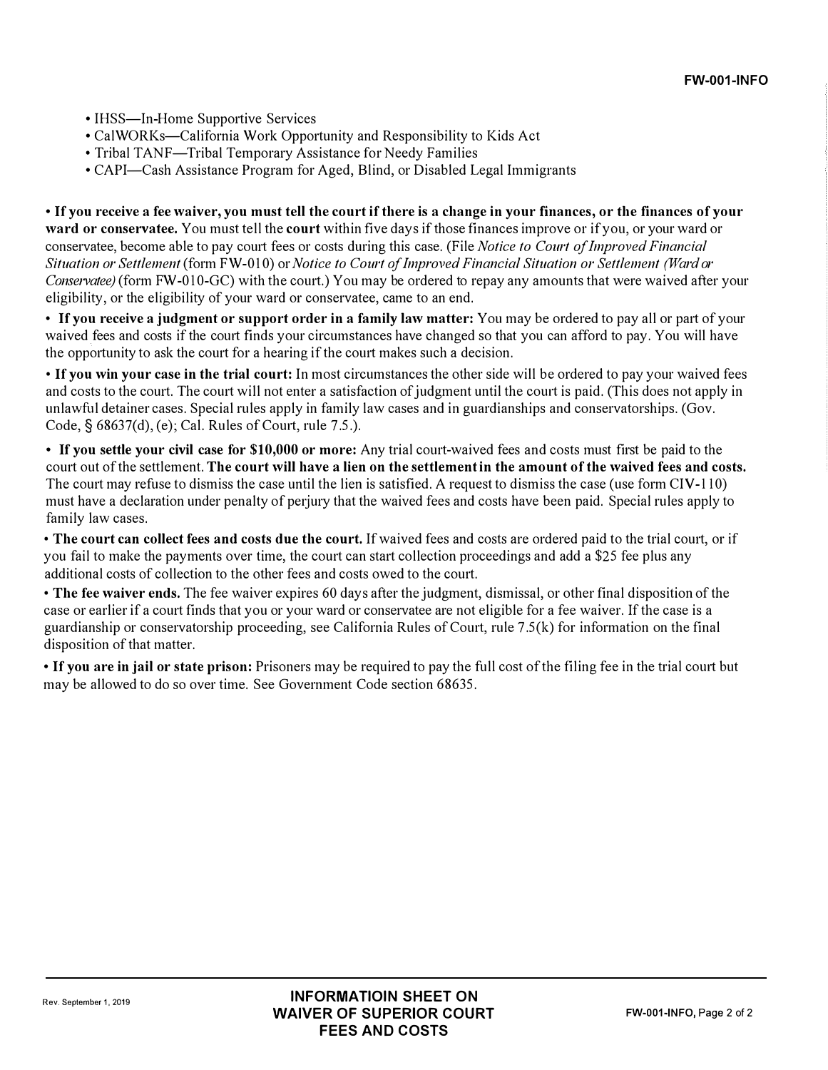- IHSS—In-Home Supportive Services
- CalWORKs—California Work Opportunity and Responsibility to Kids Act
- Tribal TANF—Tribal Temporary Assistance for Needy Families
- CAPI—Cash Assistance Program for Aged, Blind, or Disabled Legal Immigrants

- **If you receive a fee waiver, you must tell the court if there is a change in your finances, or the finances of your ward or conservatee.** You must tell the **court** within five days if those finances improve or if you, or your ward or conservatee, become able to pay court fees or costs during this case. (File *Notice to Court of Improved Financial Situation or Settlement* (form FW-010) or *Notice to Court of Improved Financial Situation or Settlement (Ward or Conservatee)* (form FW-010-GC) with the court.) You may be ordered to repay any amounts that were waived after your eligibility, or the eligibility of your ward or conservatee, came to an end.

- **If you receive a judgment or support order in a family law matter:** You may be ordered to pay all or part of your waived fees and costs if the court finds your circumstances have changed so that you can afford to pay. You will have the opportunity to ask the court for a hearing if the court makes such a decision.

- **If you win your case in the trial court:** In most circumstances the other side will be ordered to pay your waived fees and costs to the court. The court will not enter a satisfaction of judgment until the court is paid. (This does not apply in unlawful detainer cases. Special rules apply in family law cases and in guardianships and conservatorships. (Gov. Code, § 68637(d), (e); Cal. Rules of Court, rule 7.5.).

- **If you settle your civil case for $10,000 or more:** Any trial court-waived fees and costs must first be paid to the court out of the settlement. **The court will have a lien on the settlement in the amount of the waived fees and costs.** The court may refuse to dismiss the case until the lien is satisfied. A request to dismiss the case (use form CIV-110) must have a declaration under penalty of perjury that the waived fees and costs have been paid. Special rules apply to family law cases.

- **The court can collect fees and costs due the court.** If waived fees and costs are ordered paid to the trial court, or if you fail to make the payments over time, the court can start collection proceedings and add a $25 fee plus any additional costs of collection to the other fees and costs owed to the court.

- **The fee waiver ends.** The fee waiver expires 60 days after the judgment, dismissal, or other final disposition of the case or earlier if a court finds that you or your ward or conservatee are not eligible for a fee waiver. If the case is a guardianship or conservatorship proceeding, see California Rules of Court, rule 7.5(k) for information on the final disposition of that matter.

- **If you are in jail or state prison:** Prisoners may be required to pay the full cost of the filing fee in the trial court but may be allowed to do so over time. See Government Code section 68635.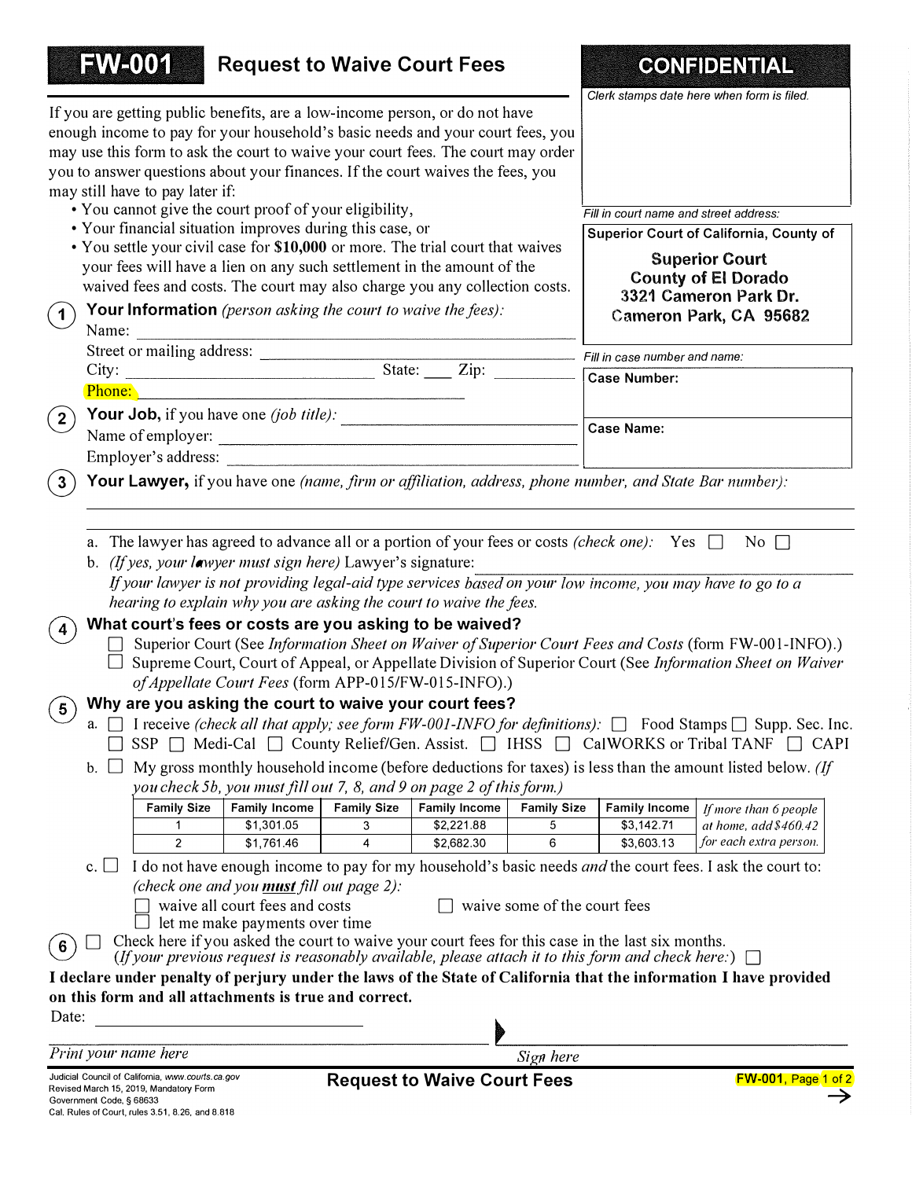# FW-001 Request to Waive Court Fees

**CONFIDENTIAL**

*Clerk stamps date here when form is filed.*

*Fill in court name and street address:*

**Superior Court of California, County of**

**Superior Court**
**County of El Dorado**
**3321 Cameron Park Dr.**
**Cameron Park, CA 95682**

*Fill in case number and name:*

**Case Number:**

**Case Name:**

If you are getting public benefits, are a low-income person, or do not have enough income to pay for your household's basic needs and your court fees, you may use this form to ask the court to waive your court fees. The court may order you to answer questions about your finances. If the court waives the fees, you may still have to pay later if:

- You cannot give the court proof of your eligibility,
- Your financial situation improves during this case, or
- You settle your civil case for **$10,000** or more. The trial court that waives your fees will have a lien on any such settlement in the amount of the waived fees and costs. The court may also charge you any collection costs.

**1 Your Information** *(person asking the court to waive the fees):*

Name: ____________________

Street or mailing address: ____________________

City: ____________________ State: ____ Zip: ____________

Phone: ____________________

**2 Your Job,** if you have one *(job title):* ____________________

Name of employer: ____________________

Employer's address: ____________________

**3 Your Lawyer,** if you have one *(name, firm or affiliation, address, phone number, and State Bar number):*

____________________

a. The lawyer has agreed to advance all or a portion of your fees or costs *(check one):* Yes ☐ No ☐

b. *(If yes, your lawyer must sign here)* Lawyer's signature: ____________________

*If your lawyer is not providing legal-aid type services based on your low income, you may have to go to a hearing to explain why you are asking the court to waive the fees.*

**4 What court's fees or costs are you asking to be waived?**

☐ Superior Court (See *Information Sheet on Waiver of Superior Court Fees and Costs* (form FW-001-INFO).)

☐ Supreme Court, Court of Appeal, or Appellate Division of Superior Court (See *Information Sheet on Waiver of Appellate Court Fees* (form APP-015/FW-015-INFO).)

**5 Why are you asking the court to waive your court fees?**

a. ☐ I receive *(check all that apply; see form FW-001-INFO for definitions):* ☐ Food Stamps ☐ Supp. Sec. Inc. ☐ SSP ☐ Medi-Cal ☐ County Relief/Gen. Assist. ☐ IHSS ☐ CalWORKS or Tribal TANF ☐ CAPI

b. ☐ My gross monthly household income (before deductions for taxes) is less than the amount listed below. *(If you check 5b, you must fill out 7, 8, and 9 on page 2 of this form.)*

| Family Size | Family Income | Family Size | Family Income | Family Size | Family Income | |
|---|---|---|---|---|---|---|
| 1 | $1,301.05 | 3 | $2,221.88 | 5 | $3,142.71 | *If more than 6 people at home, add $460.42 for each extra person.* |
| 2 | $1,761.46 | 4 | $2,682.30 | 6 | $3,603.13 | |

c. ☐ I do not have enough income to pay for my household's basic needs *and* the court fees. I ask the court to: *(check one and you* ***must*** *fill out page 2):*

☐ waive all court fees and costs ☐ waive some of the court fees

☐ let me make payments over time

**6** ☐ Check here if you asked the court to waive your court fees for this case in the last six months. *(If your previous request is reasonably available, please attach it to this form and check here:)* ☐

**I declare under penalty of perjury under the laws of the State of California that the information I have provided on this form and all attachments is true and correct.**

Date: ____________________

____________________ ____________________
*Print your name here* *Sign here*

Judicial Council of California, www.courts.ca.gov
Revised March 15, 2019, Mandatory Form
Government Code, § 68633
Cal. Rules of Court, rules 3.51, 8.26, and 8.818

**Request to Waive Court Fees**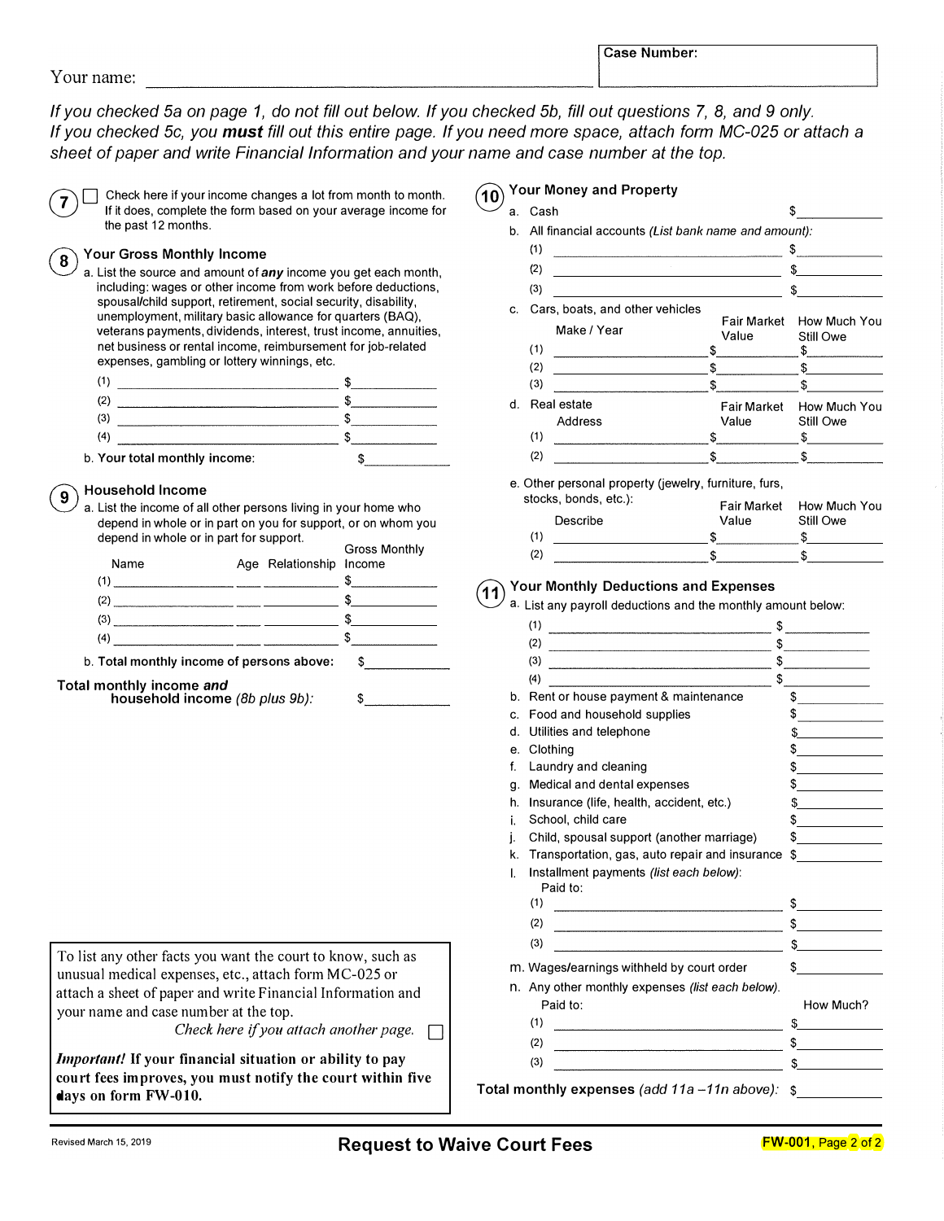Your name: ______________________________

**Case Number:**

*If you checked 5a on page 1, do not fill out below. If you checked 5b, fill out questions 7, 8, and 9 only. If you checked 5c, you **must** fill out this entire page. If you need more space, attach form MC-025 or attach a sheet of paper and write Financial Information and your name and case number at the top.*

**7** ☐ Check here if your income changes a lot from month to month. If it does, complete the form based on your average income for the past 12 months.

### 8 Your Gross Monthly Income

a. List the source and amount of ***any*** income you get each month, including: wages or other income from work before deductions, spousal/child support, retirement, social security, disability, unemployment, military basic allowance for quarters (BAQ), veterans payments, dividends, interest, trust income, annuities, net business or rental income, reimbursement for job-related expenses, gambling or lottery winnings, etc.

(1) ______________________ $__________
(2) ______________________ $__________
(3) ______________________ $__________
(4) ______________________ $__________

b. **Your total monthly income:** $__________

### 9 Household Income

a. List the income of all other persons living in your home who depend in whole or in part on you for support, or on whom you depend in whole or in part for support.

| | Name | Age | Relationship | Gross Monthly Income |
|---|---|---|---|---|
| (1) | | | | $ |
| (2) | | | | $ |
| (3) | | | | $ |
| (4) | | | | $ |

b. **Total monthly income of persons above:** $__________

**Total monthly income *and* household income** *(8b plus 9b)*: $__________

### 10 Your Money and Property

a. Cash $__________

b. All financial accounts *(List bank name and amount)*:

(1) ______________________ $__________
(2) ______________________ $__________
(3) ______________________ $__________

c. Cars, boats, and other vehicles

| | Make / Year | Fair Market Value | How Much You Still Owe |
|---|---|---|---|
| (1) | | $ | $ |
| (2) | | $ | $ |
| (3) | | $ | $ |

d. Real estate

| | Address | Fair Market Value | How Much You Still Owe |
|---|---|---|---|
| (1) | | $ | $ |
| (2) | | $ | $ |

e. Other personal property (jewelry, furniture, furs, stocks, bonds, etc.):

| | Describe | Fair Market Value | How Much You Still Owe |
|---|---|---|---|
| (1) | | $ | $ |
| (2) | | $ | $ |

### 11 Your Monthly Deductions and Expenses

a. List any payroll deductions and the monthly amount below:

(1) ______________________ $__________
(2) ______________________ $__________
(3) ______________________ $__________
(4) ______________________ $__________

b. Rent or house payment & maintenance $__________
c. Food and household supplies $__________
d. Utilities and telephone $__________
e. Clothing $__________
f. Laundry and cleaning $__________
g. Medical and dental expenses $__________
h. Insurance (life, health, accident, etc.) $__________
i. School, child care $__________
j. Child, spousal support (another marriage) $__________
k. Transportation, gas, auto repair and insurance $__________
l. Installment payments *(list each below)*:
Paid to:
(1) ______________________ $__________
(2) ______________________ $__________
(3) ______________________ $__________

m. Wages/earnings withheld by court order $__________

n. Any other monthly expenses *(list each below)*.

| | Paid to: | How Much? |
|---|---|---|
| (1) | | $ |
| (2) | | $ |
| (3) | | $ |

**Total monthly expenses** *(add 11a –11n above)*: $__________

To list any other facts you want the court to know, such as unusual medical expenses, etc., attach form MC-025 or attach a sheet of paper and write Financial Information and your name and case number at the top.
*Check here if you attach another page.* ☐

***Important!*** **If your financial situation or ability to pay court fees improves, you must notify the court within five days on form FW-010.**

Revised March 15, 2019 | **Request to Waive Court Fees** | **FW-001**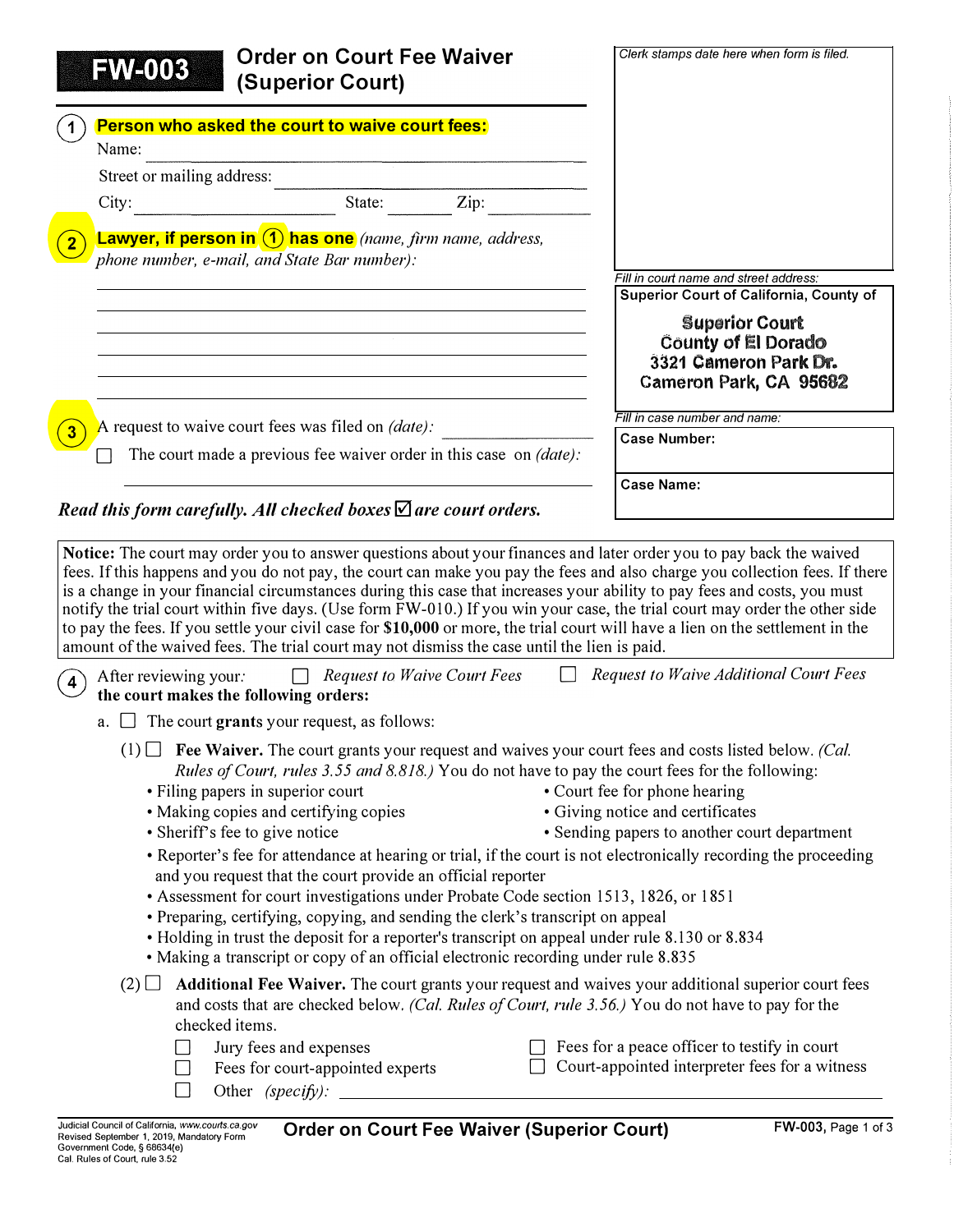# FW-003 Order on Court Fee Waiver (Superior Court)

Clerk stamps date here when form is filed.

Fill in court name and street address:

**Superior Court of California, County of**

**Superior Court**
**County of El Dorado**
**3321 Cameron Park Dr.**
**Cameron Park, CA 95682**

Fill in case number and name:

**Case Number:**

**Case Name:**

1. **Person who asked the court to waive court fees:**

   Name: ______________________________

   Street or mailing address: ______________________________

   City: ____________ State: ______ Zip: ________

2. **Lawyer, if person in (1) has one** *(name, firm name, address, phone number, e-mail, and State Bar number):*

   ______________________________

   ______________________________

   ______________________________

   ______________________________

   ______________________________

3. A request to waive court fees was filed on *(date):* ____________

   ☐ The court made a previous fee waiver order in this case on *(date):* ____________

***Read this form carefully. All checked boxes ☑ are court orders.***

**Notice:** The court may order you to answer questions about your finances and later order you to pay back the waived fees. If this happens and you do not pay, the court can make you pay the fees and also charge you collection fees. If there is a change in your financial circumstances during this case that increases your ability to pay fees and costs, you must notify the trial court within five days. (Use form FW-010.) If you win your case, the trial court may order the other side to pay the fees. If you settle your civil case for **$10,000** or more, the trial court will have a lien on the settlement in the amount of the waived fees. The trial court may not dismiss the case until the lien is paid.

4. After reviewing your: ☐ *Request to Waive Court Fees* ☐ *Request to Waive Additional Court Fees*
   **the court makes the following orders:**

   a. ☐ The court **grants** your request, as follows:

      (1) ☐ **Fee Waiver.** The court grants your request and waives your court fees and costs listed below. *(Cal. Rules of Court, rules 3.55 and 8.818.)* You do not have to pay the court fees for the following:

      - Filing papers in superior court
      - Making copies and certifying copies
      - Sheriff's fee to give notice
      - Court fee for phone hearing
      - Giving notice and certificates
      - Sending papers to another court department
      - Reporter's fee for attendance at hearing or trial, if the court is not electronically recording the proceeding and you request that the court provide an official reporter
      - Assessment for court investigations under Probate Code section 1513, 1826, or 1851
      - Preparing, certifying, copying, and sending the clerk's transcript on appeal
      - Holding in trust the deposit for a reporter's transcript on appeal under rule 8.130 or 8.834
      - Making a transcript or copy of an official electronic recording under rule 8.835

      (2) ☐ **Additional Fee Waiver.** The court grants your request and waives your additional superior court fees and costs that are checked below. *(Cal. Rules of Court, rule 3.56.)* You do not have to pay for the checked items.

      ☐ Jury fees and expenses
      ☐ Fees for court-appointed experts
      ☐ Other *(specify):* ______________________________
      ☐ Fees for a peace officer to testify in court
      ☐ Court-appointed interpreter fees for a witness

Judicial Council of California, www.courts.ca.gov
Revised September 1, 2019, Mandatory Form
Government Code, § 68634(e)
Cal. Rules of Court, rule 3.52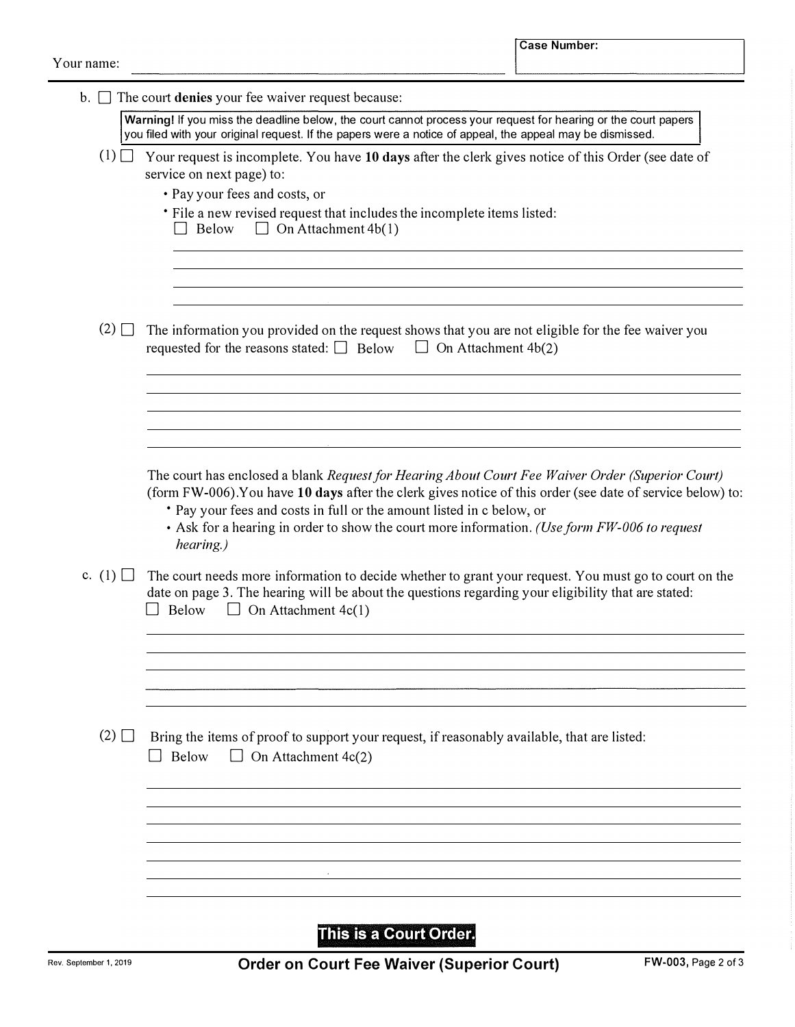Your name: ______________________________ | Case Number: ______________

b. ☐ The court **denies** your fee waiver request because:

> **Warning!** If you miss the deadline below, the court cannot process your request for hearing or the court papers you filed with your original request. If the papers were a notice of appeal, the appeal may be dismissed.

(1) ☐ Your request is incomplete. You have **10 days** after the clerk gives notice of this Order (see date of service on next page) to:

- Pay your fees and costs, or
- File a new revised request that includes the incomplete items listed:
  ☐ Below ☐ On Attachment 4b(1)

______________________________________________

______________________________________________

______________________________________________

______________________________________________

(2) ☐ The information you provided on the request shows that you are not eligible for the fee waiver you requested for the reasons stated: ☐ Below ☐ On Attachment 4b(2)

______________________________________________

______________________________________________

______________________________________________

______________________________________________

______________________________________________

The court has enclosed a blank *Request for Hearing About Court Fee Waiver Order (Superior Court)* (form FW-006).You have **10 days** after the clerk gives notice of this order (see date of service below) to:

- Pay your fees and costs in full or the amount listed in c below, or
- Ask for a hearing in order to show the court more information. *(Use form FW-006 to request hearing.)*

c. (1) ☐ The court needs more information to decide whether to grant your request. You must go to court on the date on page 3. The hearing will be about the questions regarding your eligibility that are stated:
☐ Below ☐ On Attachment 4c(1)

______________________________________________

______________________________________________

______________________________________________

______________________________________________

______________________________________________

(2) ☐ Bring the items of proof to support your request, if reasonably available, that are listed:
☐ Below ☐ On Attachment 4c(2)

______________________________________________

______________________________________________

______________________________________________

______________________________________________

______________________________________________

______________________________________________

______________________________________________

**This is a Court Order.**

Rev. September 1, 2019 | **Order on Court Fee Waiver (Superior Court)** | **FW-003,** Page 2 of 3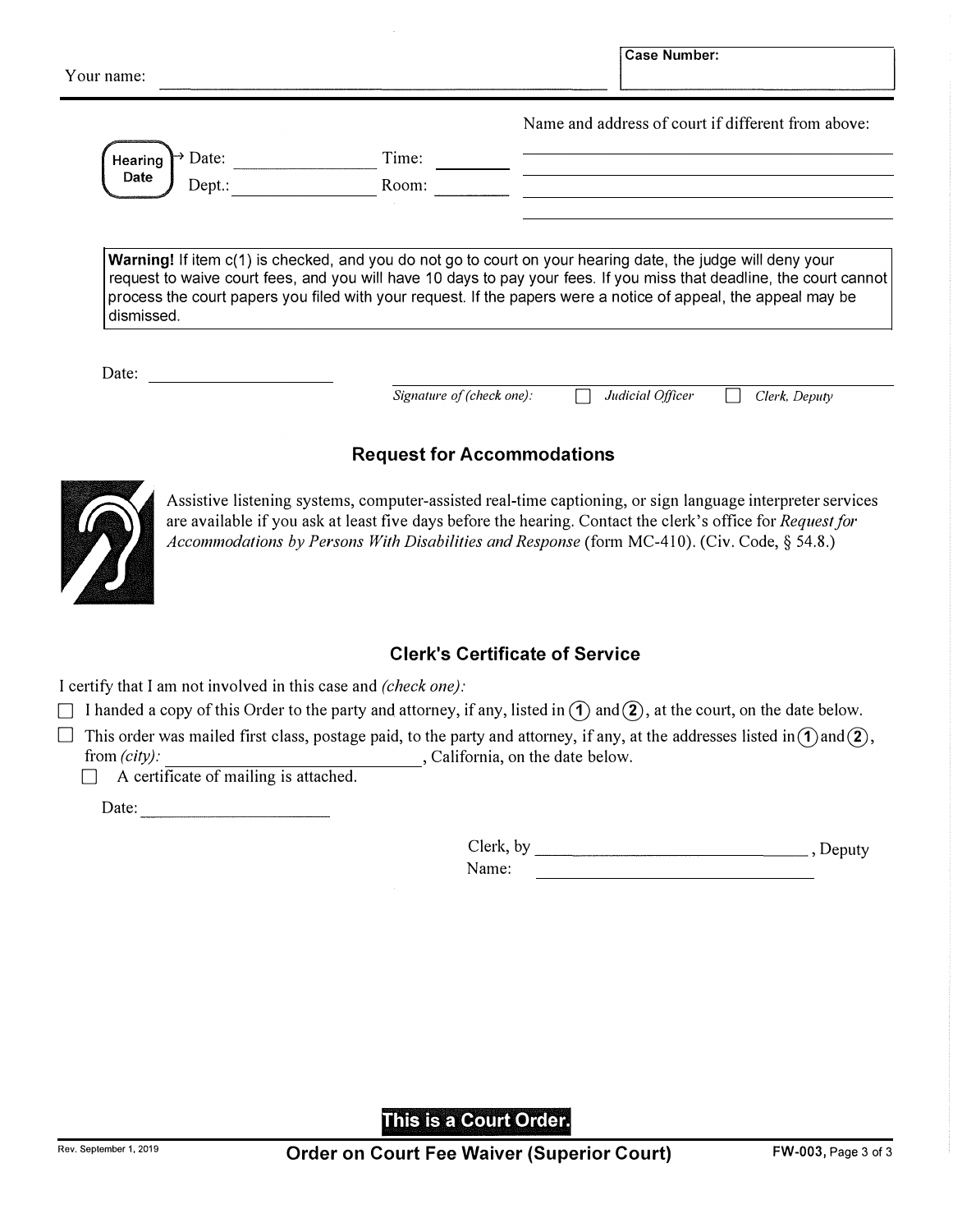Your name: ______________________________

**Case Number:**

Name and address of court if different from above:

______________________________

______________________________

______________________________

______________________________

**Hearing Date** → Date: ______________ Time: ________

Dept.: ______________ Room: ________

**Warning!** If item c(1) is checked, and you do not go to court on your hearing date, the judge will deny your request to waive court fees, and you will have 10 days to pay your fees. If you miss that deadline, the court cannot process the court papers you filed with your request. If the papers were a notice of appeal, the appeal may be dismissed.

Date: ______________

______________________________
*Signature of (check one):* ☐ *Judicial Officer* ☐ *Clerk, Deputy*

## Request for Accommodations

Assistive listening systems, computer-assisted real-time captioning, or sign language interpreter services are available if you ask at least five days before the hearing. Contact the clerk's office for *Request for Accommodations by Persons With Disabilities and Response* (form MC-410). (Civ. Code, § 54.8.)

## Clerk's Certificate of Service

I certify that I am not involved in this case and *(check one)*:

☐ I handed a copy of this Order to the party and attorney, if any, listed in (1) and (2), at the court, on the date below.

☐ This order was mailed first class, postage paid, to the party and attorney, if any, at the addresses listed in (1) and (2), from *(city)*: ______________________, California, on the date below.

☐ A certificate of mailing is attached.

Date: ______________

Clerk, by ______________________, Deputy

Name: ______________________

**This is a Court Order.**

Rev. September 1, 2019 **Order on Court Fee Waiver (Superior Court)** **FW-003**